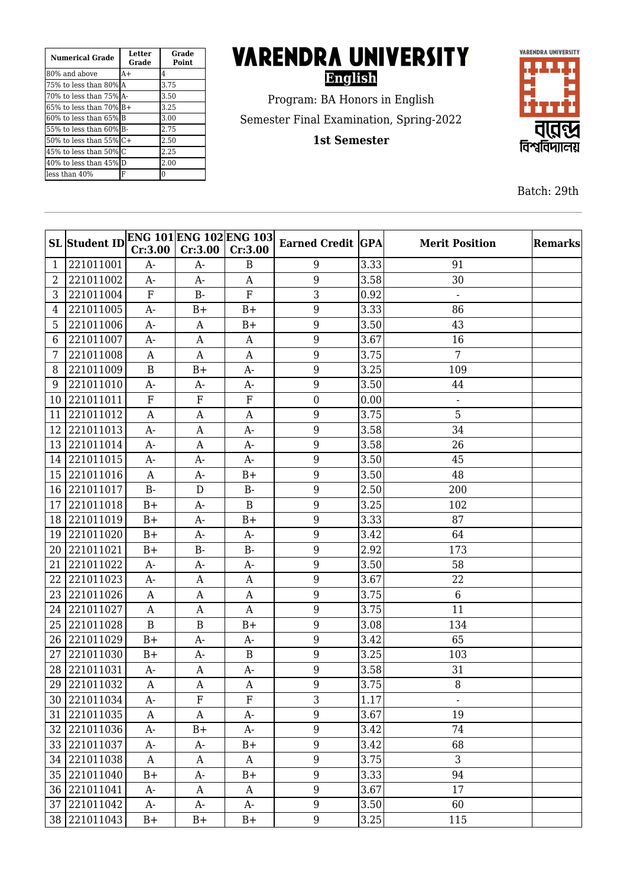| Numerical Grade | Letter Grade | Grade Point |
|---|---|---|
| 80% and above | A+ | 4 |
| 75% to less than 80% | A | 3.75 |
| 70% to less than 75% | A- | 3.50 |
| 65% to less than 70% | B+ | 3.25 |
| 60% to less than 65% | B | 3.00 |
| 55% to less than 60% | B- | 2.75 |
| 50% to less than 55% | C+ | 2.50 |
| 45% to less than 50% | C | 2.25 |
| 40% to less than 45% | D | 2.00 |
| less than 40% | F | 0 |

# VARENDRA UNIVERSITY

**English**

Program: BA Honors in English

Semester Final Examination, Spring-2022

**1st Semester**

VARENDRA UNIVERSITY

বারেন্দ্র বিশ্ববিদ্যালয়

Batch: 29th

| SL | Student ID | ENG 101 Cr:3.00 | ENG 102 Cr:3.00 | ENG 103 Cr:3.00 | Earned Credit | GPA | Merit Position | Remarks |
|---|---|---|---|---|---|---|---|---|
| 1 | 221011001 | A- | A- | B | 9 | 3.33 | 91 | |
| 2 | 221011002 | A- | A- | A | 9 | 3.58 | 30 | |
| 3 | 221011004 | F | B- | F | 3 | 0.92 | - | |
| 4 | 221011005 | A- | B+ | B+ | 9 | 3.33 | 86 | |
| 5 | 221011006 | A- | A | B+ | 9 | 3.50 | 43 | |
| 6 | 221011007 | A- | A | A | 9 | 3.67 | 16 | |
| 7 | 221011008 | A | A | A | 9 | 3.75 | 7 | |
| 8 | 221011009 | B | B+ | A- | 9 | 3.25 | 109 | |
| 9 | 221011010 | A- | A- | A- | 9 | 3.50 | 44 | |
| 10 | 221011011 | F | F | F | 0 | 0.00 | - | |
| 11 | 221011012 | A | A | A | 9 | 3.75 | 5 | |
| 12 | 221011013 | A- | A | A- | 9 | 3.58 | 34 | |
| 13 | 221011014 | A- | A | A- | 9 | 3.58 | 26 | |
| 14 | 221011015 | A- | A- | A- | 9 | 3.50 | 45 | |
| 15 | 221011016 | A | A- | B+ | 9 | 3.50 | 48 | |
| 16 | 221011017 | B- | D | B- | 9 | 2.50 | 200 | |
| 17 | 221011018 | B+ | A- | B | 9 | 3.25 | 102 | |
| 18 | 221011019 | B+ | A- | B+ | 9 | 3.33 | 87 | |
| 19 | 221011020 | B+ | A- | A- | 9 | 3.42 | 64 | |
| 20 | 221011021 | B+ | B- | B- | 9 | 2.92 | 173 | |
| 21 | 221011022 | A- | A- | A- | 9 | 3.50 | 58 | |
| 22 | 221011023 | A- | A | A | 9 | 3.67 | 22 | |
| 23 | 221011026 | A | A | A | 9 | 3.75 | 6 | |
| 24 | 221011027 | A | A | A | 9 | 3.75 | 11 | |
| 25 | 221011028 | B | B | B+ | 9 | 3.08 | 134 | |
| 26 | 221011029 | B+ | A- | A- | 9 | 3.42 | 65 | |
| 27 | 221011030 | B+ | A- | B | 9 | 3.25 | 103 | |
| 28 | 221011031 | A- | A | A- | 9 | 3.58 | 31 | |
| 29 | 221011032 | A | A | A | 9 | 3.75 | 8 | |
| 30 | 221011034 | A- | F | F | 3 | 1.17 | - | |
| 31 | 221011035 | A | A | A- | 9 | 3.67 | 19 | |
| 32 | 221011036 | A- | B+ | A- | 9 | 3.42 | 74 | |
| 33 | 221011037 | A- | A- | B+ | 9 | 3.42 | 68 | |
| 34 | 221011038 | A | A | A | 9 | 3.75 | 3 | |
| 35 | 221011040 | B+ | A- | B+ | 9 | 3.33 | 94 | |
| 36 | 221011041 | A- | A | A | 9 | 3.67 | 17 | |
| 37 | 221011042 | A- | A- | A- | 9 | 3.50 | 60 | |
| 38 | 221011043 | B+ | B+ | B+ | 9 | 3.25 | 115 | |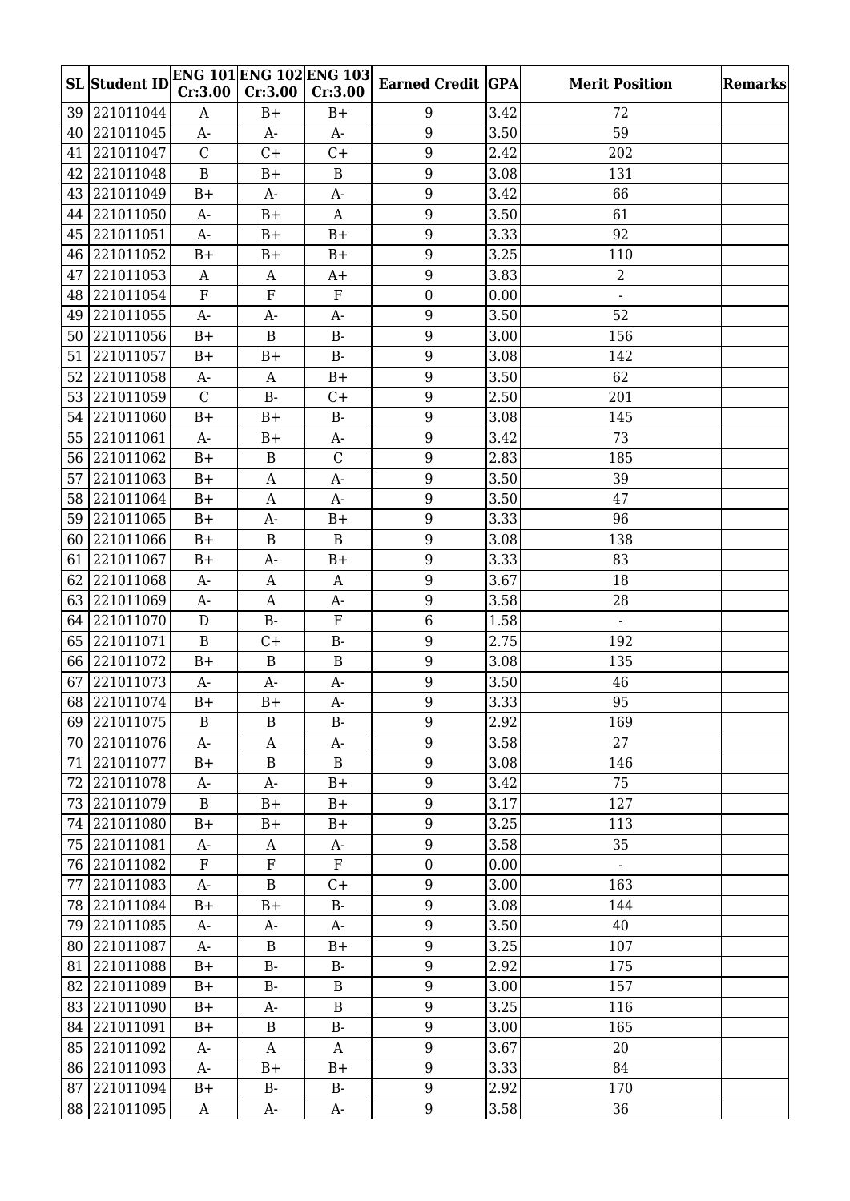| SL | Student ID | ENG 101 Cr:3.00 | ENG 102 Cr:3.00 | ENG 103 Cr:3.00 | Earned Credit | GPA | Merit Position | Remarks |
|---|---|---|---|---|---|---|---|---|
| 39 | 221011044 | A | B+ | B+ | 9 | 3.42 | 72 | |
| 40 | 221011045 | A- | A- | A- | 9 | 3.50 | 59 | |
| 41 | 221011047 | C | C+ | C+ | 9 | 2.42 | 202 | |
| 42 | 221011048 | B | B+ | B | 9 | 3.08 | 131 | |
| 43 | 221011049 | B+ | A- | A- | 9 | 3.42 | 66 | |
| 44 | 221011050 | A- | B+ | A | 9 | 3.50 | 61 | |
| 45 | 221011051 | A- | B+ | B+ | 9 | 3.33 | 92 | |
| 46 | 221011052 | B+ | B+ | B+ | 9 | 3.25 | 110 | |
| 47 | 221011053 | A | A | A+ | 9 | 3.83 | 2 | |
| 48 | 221011054 | F | F | F | 0 | 0.00 | - | |
| 49 | 221011055 | A- | A- | A- | 9 | 3.50 | 52 | |
| 50 | 221011056 | B+ | B | B- | 9 | 3.00 | 156 | |
| 51 | 221011057 | B+ | B+ | B- | 9 | 3.08 | 142 | |
| 52 | 221011058 | A- | A | B+ | 9 | 3.50 | 62 | |
| 53 | 221011059 | C | B- | C+ | 9 | 2.50 | 201 | |
| 54 | 221011060 | B+ | B+ | B- | 9 | 3.08 | 145 | |
| 55 | 221011061 | A- | B+ | A- | 9 | 3.42 | 73 | |
| 56 | 221011062 | B+ | B | C | 9 | 2.83 | 185 | |
| 57 | 221011063 | B+ | A | A- | 9 | 3.50 | 39 | |
| 58 | 221011064 | B+ | A | A- | 9 | 3.50 | 47 | |
| 59 | 221011065 | B+ | A- | B+ | 9 | 3.33 | 96 | |
| 60 | 221011066 | B+ | B | B | 9 | 3.08 | 138 | |
| 61 | 221011067 | B+ | A- | B+ | 9 | 3.33 | 83 | |
| 62 | 221011068 | A- | A | A | 9 | 3.67 | 18 | |
| 63 | 221011069 | A- | A | A- | 9 | 3.58 | 28 | |
| 64 | 221011070 | D | B- | F | 6 | 1.58 | - | |
| 65 | 221011071 | B | C+ | B- | 9 | 2.75 | 192 | |
| 66 | 221011072 | B+ | B | B | 9 | 3.08 | 135 | |
| 67 | 221011073 | A- | A- | A- | 9 | 3.50 | 46 | |
| 68 | 221011074 | B+ | B+ | A- | 9 | 3.33 | 95 | |
| 69 | 221011075 | B | B | B- | 9 | 2.92 | 169 | |
| 70 | 221011076 | A- | A | A- | 9 | 3.58 | 27 | |
| 71 | 221011077 | B+ | B | B | 9 | 3.08 | 146 | |
| 72 | 221011078 | A- | A- | B+ | 9 | 3.42 | 75 | |
| 73 | 221011079 | B | B+ | B+ | 9 | 3.17 | 127 | |
| 74 | 221011080 | B+ | B+ | B+ | 9 | 3.25 | 113 | |
| 75 | 221011081 | A- | A | A- | 9 | 3.58 | 35 | |
| 76 | 221011082 | F | F | F | 0 | 0.00 | - | |
| 77 | 221011083 | A- | B | C+ | 9 | 3.00 | 163 | |
| 78 | 221011084 | B+ | B+ | B- | 9 | 3.08 | 144 | |
| 79 | 221011085 | A- | A- | A- | 9 | 3.50 | 40 | |
| 80 | 221011087 | A- | B | B+ | 9 | 3.25 | 107 | |
| 81 | 221011088 | B+ | B- | B- | 9 | 2.92 | 175 | |
| 82 | 221011089 | B+ | B- | B | 9 | 3.00 | 157 | |
| 83 | 221011090 | B+ | A- | B | 9 | 3.25 | 116 | |
| 84 | 221011091 | B+ | B | B- | 9 | 3.00 | 165 | |
| 85 | 221011092 | A- | A | A | 9 | 3.67 | 20 | |
| 86 | 221011093 | A- | B+ | B+ | 9 | 3.33 | 84 | |
| 87 | 221011094 | B+ | B- | B- | 9 | 2.92 | 170 | |
| 88 | 221011095 | A | A- | A- | 9 | 3.58 | 36 | |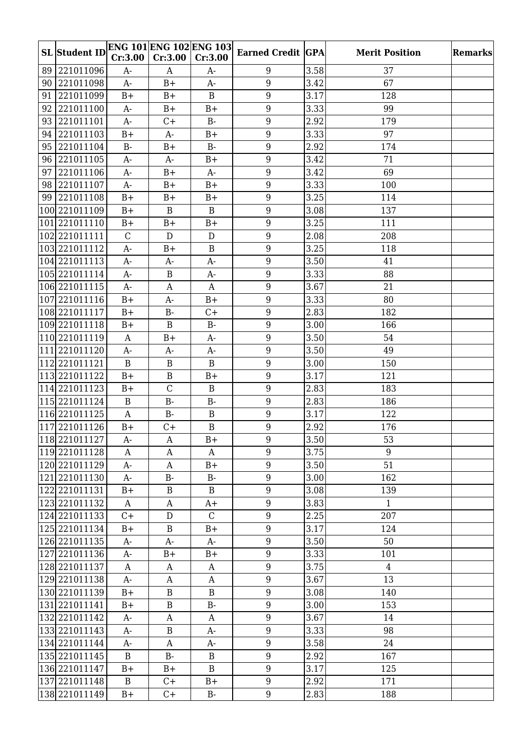| SL | Student ID | ENG 101 Cr:3.00 | ENG 102 Cr:3.00 | ENG 103 Cr:3.00 | Earned Credit | GPA | Merit Position | Remarks |
|---|---|---|---|---|---|---|---|---|
| 89 | 221011096 | A- | A | A- | 9 | 3.58 | 37 | |
| 90 | 221011098 | A- | B+ | A- | 9 | 3.42 | 67 | |
| 91 | 221011099 | B+ | B+ | B | 9 | 3.17 | 128 | |
| 92 | 221011100 | A- | B+ | B+ | 9 | 3.33 | 99 | |
| 93 | 221011101 | A- | C+ | B- | 9 | 2.92 | 179 | |
| 94 | 221011103 | B+ | A- | B+ | 9 | 3.33 | 97 | |
| 95 | 221011104 | B- | B+ | B- | 9 | 2.92 | 174 | |
| 96 | 221011105 | A- | A- | B+ | 9 | 3.42 | 71 | |
| 97 | 221011106 | A- | B+ | A- | 9 | 3.42 | 69 | |
| 98 | 221011107 | A- | B+ | B+ | 9 | 3.33 | 100 | |
| 99 | 221011108 | B+ | B+ | B+ | 9 | 3.25 | 114 | |
| 100 | 221011109 | B+ | B | B | 9 | 3.08 | 137 | |
| 101 | 221011110 | B+ | B+ | B+ | 9 | 3.25 | 111 | |
| 102 | 221011111 | C | D | D | 9 | 2.08 | 208 | |
| 103 | 221011112 | A- | B+ | B | 9 | 3.25 | 118 | |
| 104 | 221011113 | A- | A- | A- | 9 | 3.50 | 41 | |
| 105 | 221011114 | A- | B | A- | 9 | 3.33 | 88 | |
| 106 | 221011115 | A- | A | A | 9 | 3.67 | 21 | |
| 107 | 221011116 | B+ | A- | B+ | 9 | 3.33 | 80 | |
| 108 | 221011117 | B+ | B- | C+ | 9 | 2.83 | 182 | |
| 109 | 221011118 | B+ | B | B- | 9 | 3.00 | 166 | |
| 110 | 221011119 | A | B+ | A- | 9 | 3.50 | 54 | |
| 111 | 221011120 | A- | A- | A- | 9 | 3.50 | 49 | |
| 112 | 221011121 | B | B | B | 9 | 3.00 | 150 | |
| 113 | 221011122 | B+ | B | B+ | 9 | 3.17 | 121 | |
| 114 | 221011123 | B+ | C | B | 9 | 2.83 | 183 | |
| 115 | 221011124 | B | B- | B- | 9 | 2.83 | 186 | |
| 116 | 221011125 | A | B- | B | 9 | 3.17 | 122 | |
| 117 | 221011126 | B+ | C+ | B | 9 | 2.92 | 176 | |
| 118 | 221011127 | A- | A | B+ | 9 | 3.50 | 53 | |
| 119 | 221011128 | A | A | A | 9 | 3.75 | 9 | |
| 120 | 221011129 | A- | A | B+ | 9 | 3.50 | 51 | |
| 121 | 221011130 | A- | B- | B- | 9 | 3.00 | 162 | |
| 122 | 221011131 | B+ | B | B | 9 | 3.08 | 139 | |
| 123 | 221011132 | A | A | A+ | 9 | 3.83 | 1 | |
| 124 | 221011133 | C+ | D | C | 9 | 2.25 | 207 | |
| 125 | 221011134 | B+ | B | B+ | 9 | 3.17 | 124 | |
| 126 | 221011135 | A- | A- | A- | 9 | 3.50 | 50 | |
| 127 | 221011136 | A- | B+ | B+ | 9 | 3.33 | 101 | |
| 128 | 221011137 | A | A | A | 9 | 3.75 | 4 | |
| 129 | 221011138 | A- | A | A | 9 | 3.67 | 13 | |
| 130 | 221011139 | B+ | B | B | 9 | 3.08 | 140 | |
| 131 | 221011141 | B+ | B | B- | 9 | 3.00 | 153 | |
| 132 | 221011142 | A- | A | A | 9 | 3.67 | 14 | |
| 133 | 221011143 | A- | B | A- | 9 | 3.33 | 98 | |
| 134 | 221011144 | A- | A | A- | 9 | 3.58 | 24 | |
| 135 | 221011145 | B | B- | B | 9 | 2.92 | 167 | |
| 136 | 221011147 | B+ | B+ | B | 9 | 3.17 | 125 | |
| 137 | 221011148 | B | C+ | B+ | 9 | 2.92 | 171 | |
| 138 | 221011149 | B+ | C+ | B- | 9 | 2.83 | 188 | |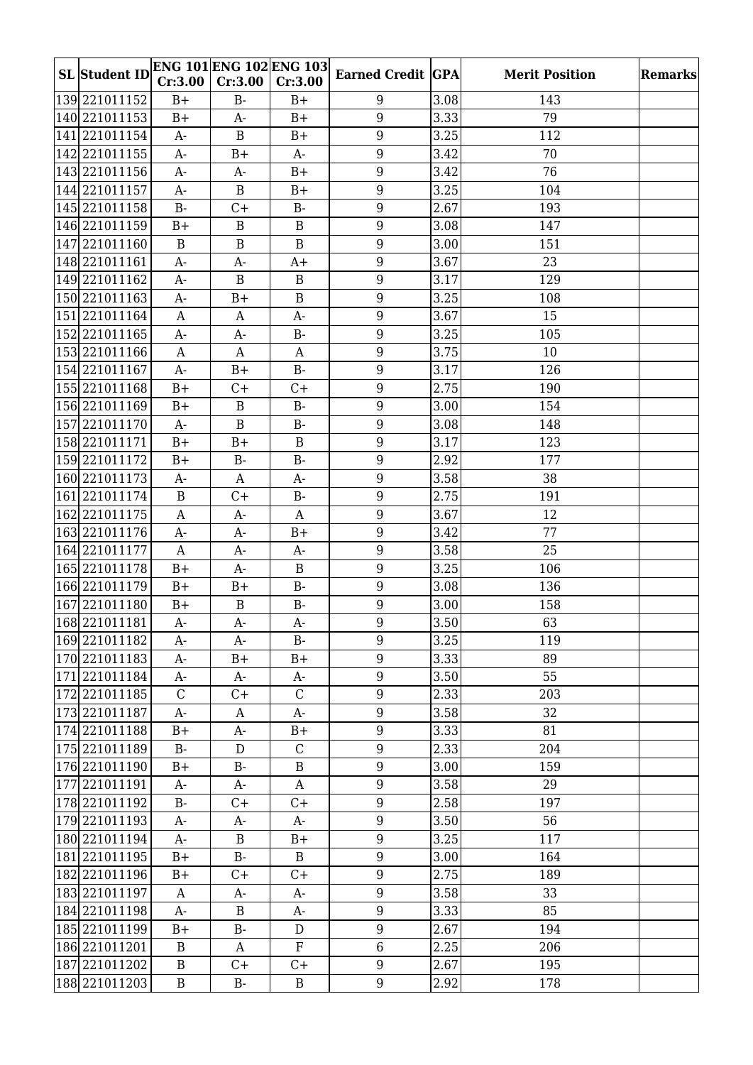| SL | Student ID | ENG 101 Cr:3.00 | ENG 102 Cr:3.00 | ENG 103 Cr:3.00 | Earned Credit | GPA | Merit Position | Remarks |
|---|---|---|---|---|---|---|---|---|
| 139 | 221011152 | B+ | B- | B+ | 9 | 3.08 | 143 | |
| 140 | 221011153 | B+ | A- | B+ | 9 | 3.33 | 79 | |
| 141 | 221011154 | A- | B | B+ | 9 | 3.25 | 112 | |
| 142 | 221011155 | A- | B+ | A- | 9 | 3.42 | 70 | |
| 143 | 221011156 | A- | A- | B+ | 9 | 3.42 | 76 | |
| 144 | 221011157 | A- | B | B+ | 9 | 3.25 | 104 | |
| 145 | 221011158 | B- | C+ | B- | 9 | 2.67 | 193 | |
| 146 | 221011159 | B+ | B | B | 9 | 3.08 | 147 | |
| 147 | 221011160 | B | B | B | 9 | 3.00 | 151 | |
| 148 | 221011161 | A- | A- | A+ | 9 | 3.67 | 23 | |
| 149 | 221011162 | A- | B | B | 9 | 3.17 | 129 | |
| 150 | 221011163 | A- | B+ | B | 9 | 3.25 | 108 | |
| 151 | 221011164 | A | A | A- | 9 | 3.67 | 15 | |
| 152 | 221011165 | A- | A- | B- | 9 | 3.25 | 105 | |
| 153 | 221011166 | A | A | A | 9 | 3.75 | 10 | |
| 154 | 221011167 | A- | B+ | B- | 9 | 3.17 | 126 | |
| 155 | 221011168 | B+ | C+ | C+ | 9 | 2.75 | 190 | |
| 156 | 221011169 | B+ | B | B- | 9 | 3.00 | 154 | |
| 157 | 221011170 | A- | B | B- | 9 | 3.08 | 148 | |
| 158 | 221011171 | B+ | B+ | B | 9 | 3.17 | 123 | |
| 159 | 221011172 | B+ | B- | B- | 9 | 2.92 | 177 | |
| 160 | 221011173 | A- | A | A- | 9 | 3.58 | 38 | |
| 161 | 221011174 | B | C+ | B- | 9 | 2.75 | 191 | |
| 162 | 221011175 | A | A- | A | 9 | 3.67 | 12 | |
| 163 | 221011176 | A- | A- | B+ | 9 | 3.42 | 77 | |
| 164 | 221011177 | A | A- | A- | 9 | 3.58 | 25 | |
| 165 | 221011178 | B+ | A- | B | 9 | 3.25 | 106 | |
| 166 | 221011179 | B+ | B+ | B- | 9 | 3.08 | 136 | |
| 167 | 221011180 | B+ | B | B- | 9 | 3.00 | 158 | |
| 168 | 221011181 | A- | A- | A- | 9 | 3.50 | 63 | |
| 169 | 221011182 | A- | A- | B- | 9 | 3.25 | 119 | |
| 170 | 221011183 | A- | B+ | B+ | 9 | 3.33 | 89 | |
| 171 | 221011184 | A- | A- | A- | 9 | 3.50 | 55 | |
| 172 | 221011185 | C | C+ | C | 9 | 2.33 | 203 | |
| 173 | 221011187 | A- | A | A- | 9 | 3.58 | 32 | |
| 174 | 221011188 | B+ | A- | B+ | 9 | 3.33 | 81 | |
| 175 | 221011189 | B- | D | C | 9 | 2.33 | 204 | |
| 176 | 221011190 | B+ | B- | B | 9 | 3.00 | 159 | |
| 177 | 221011191 | A- | A- | A | 9 | 3.58 | 29 | |
| 178 | 221011192 | B- | C+ | C+ | 9 | 2.58 | 197 | |
| 179 | 221011193 | A- | A- | A- | 9 | 3.50 | 56 | |
| 180 | 221011194 | A- | B | B+ | 9 | 3.25 | 117 | |
| 181 | 221011195 | B+ | B- | B | 9 | 3.00 | 164 | |
| 182 | 221011196 | B+ | C+ | C+ | 9 | 2.75 | 189 | |
| 183 | 221011197 | A | A- | A- | 9 | 3.58 | 33 | |
| 184 | 221011198 | A- | B | A- | 9 | 3.33 | 85 | |
| 185 | 221011199 | B+ | B- | D | 9 | 2.67 | 194 | |
| 186 | 221011201 | B | A | F | 6 | 2.25 | 206 | |
| 187 | 221011202 | B | C+ | C+ | 9 | 2.67 | 195 | |
| 188 | 221011203 | B | B- | B | 9 | 2.92 | 178 | |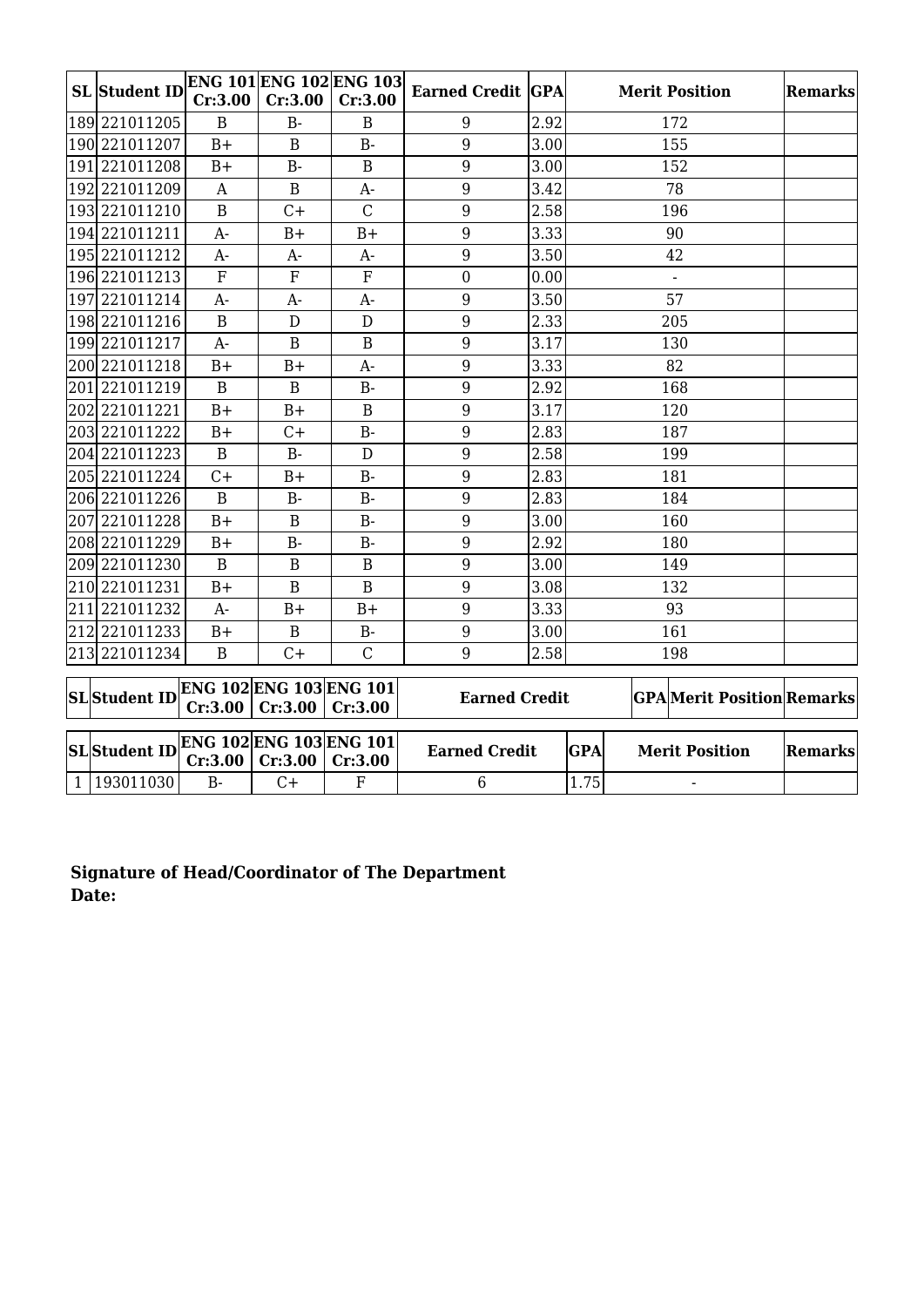| SL | Student ID | ENG 101 Cr:3.00 | ENG 102 Cr:3.00 | ENG 103 Cr:3.00 | Earned Credit | GPA | Merit Position | Remarks |
|---|---|---|---|---|---|---|---|---|
| 189 | 221011205 | B | B- | B | 9 | 2.92 | 172 | |
| 190 | 221011207 | B+ | B | B- | 9 | 3.00 | 155 | |
| 191 | 221011208 | B+ | B- | B | 9 | 3.00 | 152 | |
| 192 | 221011209 | A | B | A- | 9 | 3.42 | 78 | |
| 193 | 221011210 | B | C+ | C | 9 | 2.58 | 196 | |
| 194 | 221011211 | A- | B+ | B+ | 9 | 3.33 | 90 | |
| 195 | 221011212 | A- | A- | A- | 9 | 3.50 | 42 | |
| 196 | 221011213 | F | F | F | 0 | 0.00 | - | |
| 197 | 221011214 | A- | A- | A- | 9 | 3.50 | 57 | |
| 198 | 221011216 | B | D | D | 9 | 2.33 | 205 | |
| 199 | 221011217 | A- | B | B | 9 | 3.17 | 130 | |
| 200 | 221011218 | B+ | B+ | A- | 9 | 3.33 | 82 | |
| 201 | 221011219 | B | B | B- | 9 | 2.92 | 168 | |
| 202 | 221011221 | B+ | B+ | B | 9 | 3.17 | 120 | |
| 203 | 221011222 | B+ | C+ | B- | 9 | 2.83 | 187 | |
| 204 | 221011223 | B | B- | D | 9 | 2.58 | 199 | |
| 205 | 221011224 | C+ | B+ | B- | 9 | 2.83 | 181 | |
| 206 | 221011226 | B | B- | B- | 9 | 2.83 | 184 | |
| 207 | 221011228 | B+ | B | B- | 9 | 3.00 | 160 | |
| 208 | 221011229 | B+ | B- | B- | 9 | 2.92 | 180 | |
| 209 | 221011230 | B | B | B | 9 | 3.00 | 149 | |
| 210 | 221011231 | B+ | B | B | 9 | 3.08 | 132 | |
| 211 | 221011232 | A- | B+ | B+ | 9 | 3.33 | 93 | |
| 212 | 221011233 | B+ | B | B- | 9 | 3.00 | 161 | |
| 213 | 221011234 | B | C+ | C | 9 | 2.58 | 198 | |

| SL | Student ID | ENG 102 Cr:3.00 | ENG 103 Cr:3.00 | ENG 101 Cr:3.00 | Earned Credit | GPA | Merit Position | Remarks |
|---|---|---|---|---|---|---|---|---|

| SL | Student ID | ENG 102 Cr:3.00 | ENG 103 Cr:3.00 | ENG 101 Cr:3.00 | Earned Credit | GPA | Merit Position | Remarks |
|---|---|---|---|---|---|---|---|---|
| 1 | 193011030 | B- | C+ | F | 6 | 1.75 | - | |

**Signature of Head/Coordinator of The Department**
**Date:**